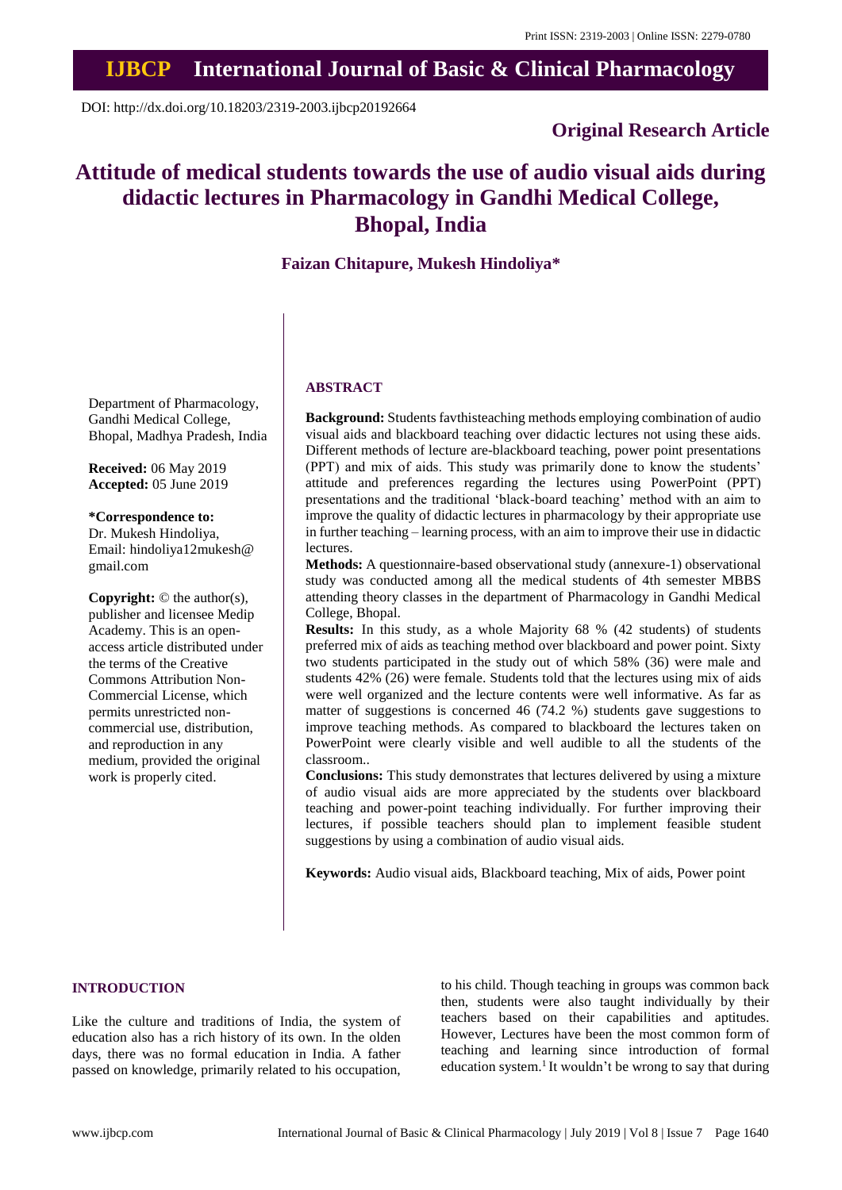Print ISSN: 2319-2003 | Online ISSN: 2279-0780

# IJBCP International Journal of Basic & Clinical Pharmacology

DOI: http://dx.doi.org/10.18203/2319-2003.ijbcp20192664

**Original Research Article**

# Attitude of medical students towards the use of audio visual aids during didactic lectures in Pharmacology in Gandhi Medical College, Bhopal, India

**Faizan Chitapure, Mukesh Hindoliya***

Department of Pharmacology, Gandhi Medical College, Bhopal, Madhya Pradesh, India

**Received:** 06 May 2019
**Accepted:** 05 June 2019

**\*Correspondence to:**
Dr. Mukesh Hindoliya,
Email: hindoliya12mukesh@gmail.com

**Copyright:** © the author(s), publisher and licensee Medip Academy. This is an open-access article distributed under the terms of the Creative Commons Attribution Non-Commercial License, which permits unrestricted non-commercial use, distribution, and reproduction in any medium, provided the original work is properly cited.

## ABSTRACT

**Background:** Students favthisteaching methods employing combination of audio visual aids and blackboard teaching over didactic lectures not using these aids. Different methods of lecture are-blackboard teaching, power point presentations (PPT) and mix of aids. This study was primarily done to know the students' attitude and preferences regarding the lectures using PowerPoint (PPT) presentations and the traditional 'black-board teaching' method with an aim to improve the quality of didactic lectures in pharmacology by their appropriate use in further teaching – learning process, with an aim to improve their use in didactic lectures.

**Methods:** A questionnaire-based observational study (annexure-1) observational study was conducted among all the medical students of 4th semester MBBS attending theory classes in the department of Pharmacology in Gandhi Medical College, Bhopal.

**Results:** In this study, as a whole Majority 68 % (42 students) of students preferred mix of aids as teaching method over blackboard and power point. Sixty two students participated in the study out of which 58% (36) were male and students 42% (26) were female. Students told that the lectures using mix of aids were well organized and the lecture contents were well informative. As far as matter of suggestions is concerned 46 (74.2 %) students gave suggestions to improve teaching methods. As compared to blackboard the lectures taken on PowerPoint were clearly visible and well audible to all the students of the classroom..

**Conclusions:** This study demonstrates that lectures delivered by using a mixture of audio visual aids are more appreciated by the students over blackboard teaching and power-point teaching individually. For further improving their lectures, if possible teachers should plan to implement feasible student suggestions by using a combination of audio visual aids.

**Keywords:** Audio visual aids, Blackboard teaching, Mix of aids, Power point

## INTRODUCTION

Like the culture and traditions of India, the system of education also has a rich history of its own. In the olden days, there was no formal education in India. A father passed on knowledge, primarily related to his occupation, to his child. Though teaching in groups was common back then, students were also taught individually by their teachers based on their capabilities and aptitudes. However, Lectures have been the most common form of teaching and learning since introduction of formal education system.[1] It wouldn't be wrong to say that during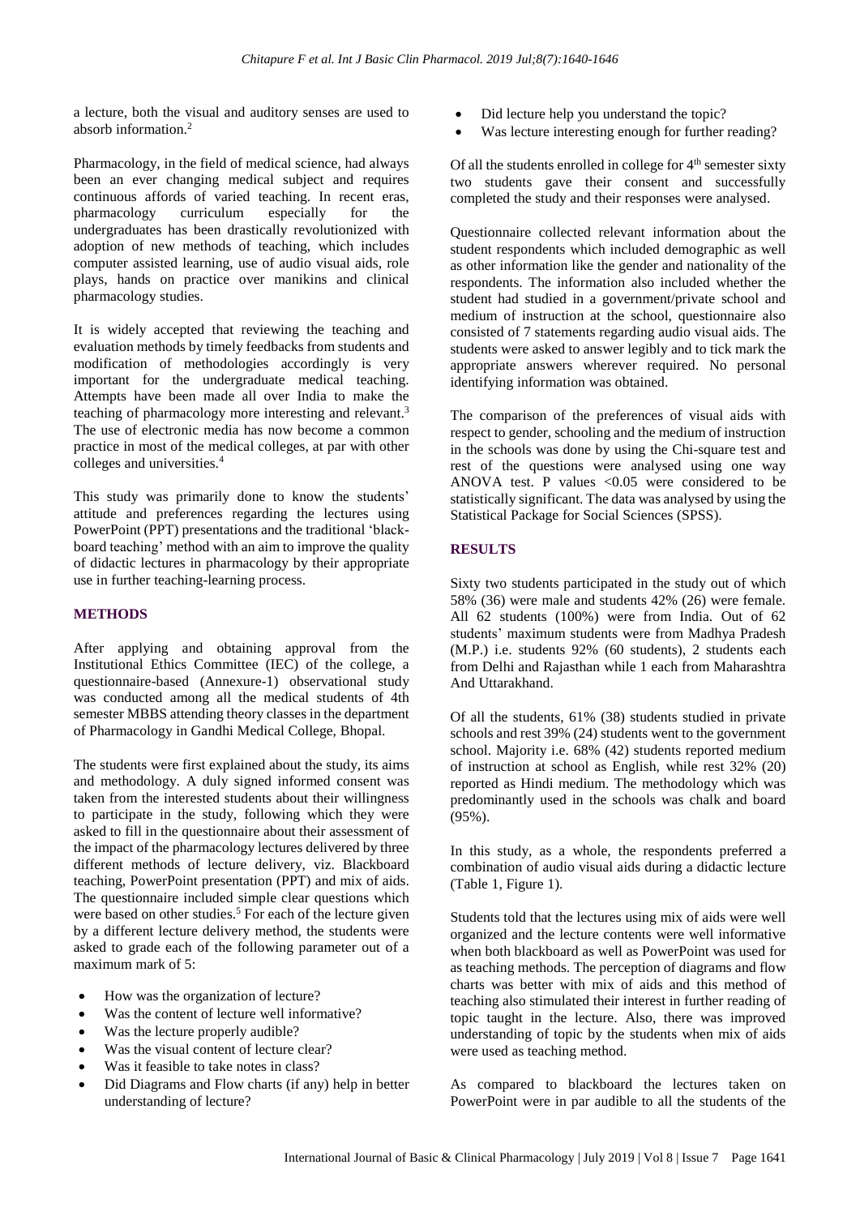a lecture, both the visual and auditory senses are used to absorb information.[2]

Pharmacology, in the field of medical science, had always been an ever changing medical subject and requires continuous affords of varied teaching. In recent eras, pharmacology curriculum especially for the undergraduates has been drastically revolutionized with adoption of new methods of teaching, which includes computer assisted learning, use of audio visual aids, role plays, hands on practice over manikins and clinical pharmacology studies.

It is widely accepted that reviewing the teaching and evaluation methods by timely feedbacks from students and modification of methodologies accordingly is very important for the undergraduate medical teaching. Attempts have been made all over India to make the teaching of pharmacology more interesting and relevant.[3] The use of electronic media has now become a common practice in most of the medical colleges, at par with other colleges and universities.[4]

This study was primarily done to know the students' attitude and preferences regarding the lectures using PowerPoint (PPT) presentations and the traditional 'black-board teaching' method with an aim to improve the quality of didactic lectures in pharmacology by their appropriate use in further teaching-learning process.

## METHODS

After applying and obtaining approval from the Institutional Ethics Committee (IEC) of the college, a questionnaire-based (Annexure-1) observational study was conducted among all the medical students of 4th semester MBBS attending theory classes in the department of Pharmacology in Gandhi Medical College, Bhopal.

The students were first explained about the study, its aims and methodology. A duly signed informed consent was taken from the interested students about their willingness to participate in the study, following which they were asked to fill in the questionnaire about their assessment of the impact of the pharmacology lectures delivered by three different methods of lecture delivery, viz. Blackboard teaching, PowerPoint presentation (PPT) and mix of aids. The questionnaire included simple clear questions which were based on other studies.[5] For each of the lecture given by a different lecture delivery method, the students were asked to grade each of the following parameter out of a maximum mark of 5:

- How was the organization of lecture?
- Was the content of lecture well informative?
- Was the lecture properly audible?
- Was the visual content of lecture clear?
- Was it feasible to take notes in class?
- Did Diagrams and Flow charts (if any) help in better understanding of lecture?
- Did lecture help you understand the topic?
- Was lecture interesting enough for further reading?

Of all the students enrolled in college for 4th semester sixty two students gave their consent and successfully completed the study and their responses were analysed.

Questionnaire collected relevant information about the student respondents which included demographic as well as other information like the gender and nationality of the respondents. The information also included whether the student had studied in a government/private school and medium of instruction at the school, questionnaire also consisted of 7 statements regarding audio visual aids. The students were asked to answer legibly and to tick mark the appropriate answers wherever required. No personal identifying information was obtained.

The comparison of the preferences of visual aids with respect to gender, schooling and the medium of instruction in the schools was done by using the Chi-square test and rest of the questions were analysed using one way ANOVA test. P values <0.05 were considered to be statistically significant. The data was analysed by using the Statistical Package for Social Sciences (SPSS).

## RESULTS

Sixty two students participated in the study out of which 58% (36) were male and students 42% (26) were female. All 62 students (100%) were from India. Out of 62 students' maximum students were from Madhya Pradesh (M.P.) i.e. students 92% (60 students), 2 students each from Delhi and Rajasthan while 1 each from Maharashtra And Uttarakhand.

Of all the students, 61% (38) students studied in private schools and rest 39% (24) students went to the government school. Majority i.e. 68% (42) students reported medium of instruction at school as English, while rest 32% (20) reported as Hindi medium. The methodology which was predominantly used in the schools was chalk and board (95%).

In this study, as a whole, the respondents preferred a combination of audio visual aids during a didactic lecture (Table 1, Figure 1).

Students told that the lectures using mix of aids were well organized and the lecture contents were well informative when both blackboard as well as PowerPoint was used for as teaching methods. The perception of diagrams and flow charts was better with mix of aids and this method of teaching also stimulated their interest in further reading of topic taught in the lecture. Also, there was improved understanding of topic by the students when mix of aids were used as teaching method.

As compared to blackboard the lectures taken on PowerPoint were in par audible to all the students of the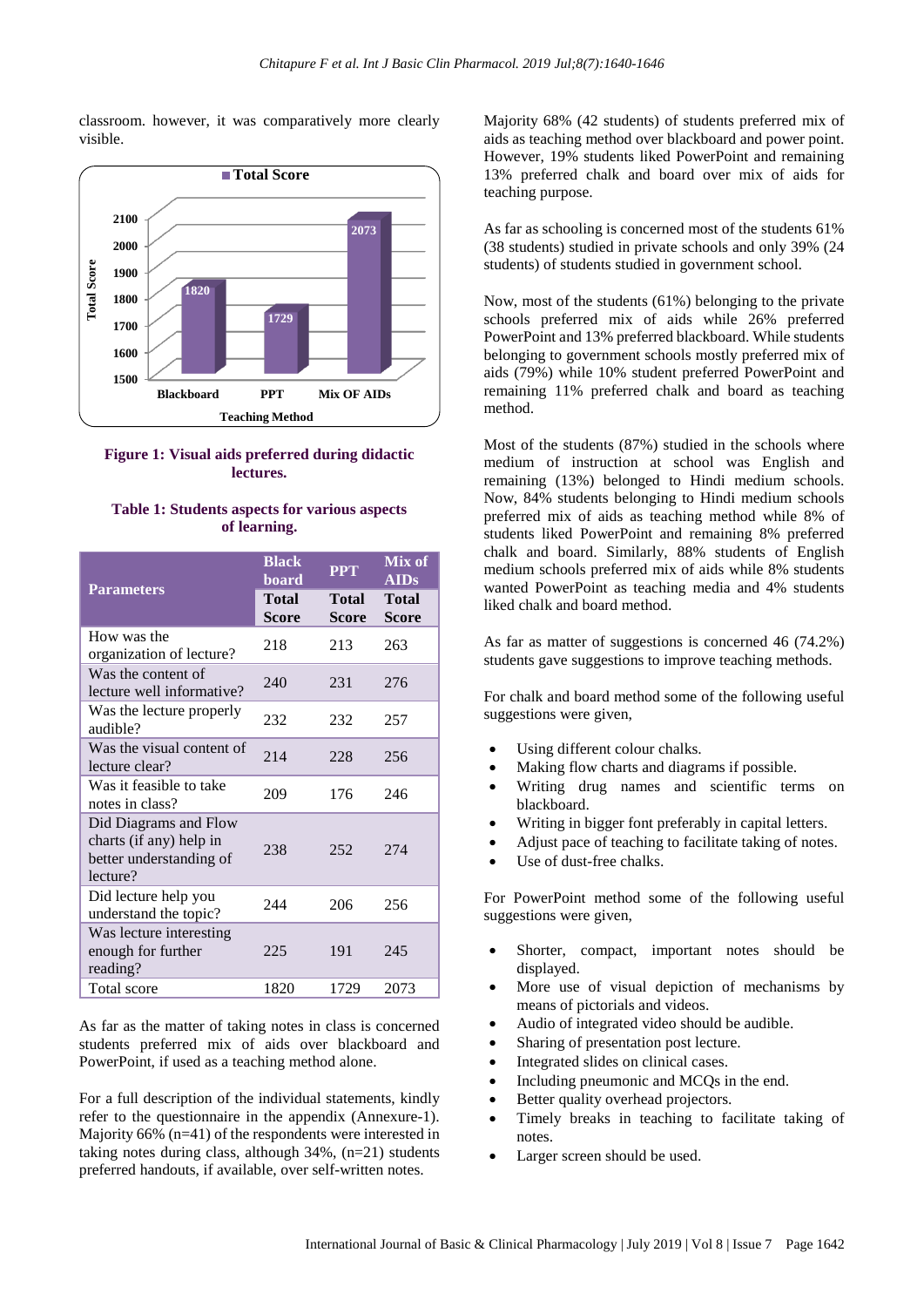classroom. however, it was comparatively more clearly visible.

**Figure 1: Visual aids preferred during didactic lectures.**

**Table 1: Students aspects for various aspects of learning.**

| Parameters | Black board | PPT | Mix of AIDs |
|---|---|---|---|
| | Total Score | Total Score | Total Score |
| How was the organization of lecture? | 218 | 213 | 263 |
| Was the content of lecture well informative? | 240 | 231 | 276 |
| Was the lecture properly audible? | 232 | 232 | 257 |
| Was the visual content of lecture clear? | 214 | 228 | 256 |
| Was it feasible to take notes in class? | 209 | 176 | 246 |
| Did Diagrams and Flow charts (if any) help in better understanding of lecture? | 238 | 252 | 274 |
| Did lecture help you understand the topic? | 244 | 206 | 256 |
| Was lecture interesting enough for further reading? | 225 | 191 | 245 |
| Total score | 1820 | 1729 | 2073 |

As far as the matter of taking notes in class is concerned students preferred mix of aids over blackboard and PowerPoint, if used as a teaching method alone.

For a full description of the individual statements, kindly refer to the questionnaire in the appendix (Annexure-1). Majority 66% (n=41) of the respondents were interested in taking notes during class, although 34%, (n=21) students preferred handouts, if available, over self-written notes.

Majority 68% (42 students) of students preferred mix of aids as teaching method over blackboard and power point. However, 19% students liked PowerPoint and remaining 13% preferred chalk and board over mix of aids for teaching purpose.

As far as schooling is concerned most of the students 61% (38 students) studied in private schools and only 39% (24 students) of students studied in government school.

Now, most of the students (61%) belonging to the private schools preferred mix of aids while 26% preferred PowerPoint and 13% preferred blackboard. While students belonging to government schools mostly preferred mix of aids (79%) while 10% student preferred PowerPoint and remaining 11% preferred chalk and board as teaching method.

Most of the students (87%) studied in the schools where medium of instruction at school was English and remaining (13%) belonged to Hindi medium schools. Now, 84% students belonging to Hindi medium schools preferred mix of aids as teaching method while 8% of students liked PowerPoint and remaining 8% preferred chalk and board. Similarly, 88% students of English medium schools preferred mix of aids while 8% students wanted PowerPoint as teaching media and 4% students liked chalk and board method.

As far as matter of suggestions is concerned 46 (74.2%) students gave suggestions to improve teaching methods.

For chalk and board method some of the following useful suggestions were given,

- Using different colour chalks.
- Making flow charts and diagrams if possible.
- Writing drug names and scientific terms on blackboard.
- Writing in bigger font preferably in capital letters.
- Adjust pace of teaching to facilitate taking of notes.
- Use of dust-free chalks.

For PowerPoint method some of the following useful suggestions were given,

- Shorter, compact, important notes should be displayed.
- More use of visual depiction of mechanisms by means of pictorials and videos.
- Audio of integrated video should be audible.
- Sharing of presentation post lecture.
- Integrated slides on clinical cases.
- Including pneumonic and MCQs in the end.
- Better quality overhead projectors.
- Timely breaks in teaching to facilitate taking of notes.
- Larger screen should be used.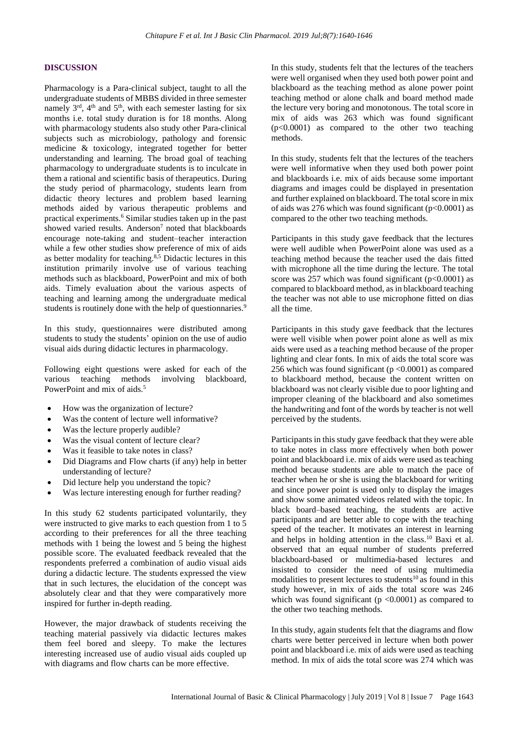## DISCUSSION

Pharmacology is a Para-clinical subject, taught to all the undergraduate students of MBBS divided in three semester namely 3rd, 4th and 5th, with each semester lasting for six months i.e. total study duration is for 18 months. Along with pharmacology students also study other Para-clinical subjects such as microbiology, pathology and forensic medicine & toxicology, integrated together for better understanding and learning. The broad goal of teaching pharmacology to undergraduate students is to inculcate in them a rational and scientific basis of therapeutics. During the study period of pharmacology, students learn from didactic theory lectures and problem based learning methods aided by various therapeutic problems and practical experiments.[6] Similar studies taken up in the past showed varied results. Anderson[7] noted that blackboards encourage note-taking and student–teacher interaction while a few other studies show preference of mix of aids as better modality for teaching.[8,5] Didactic lectures in this institution primarily involve use of various teaching methods such as blackboard, PowerPoint and mix of both aids. Timely evaluation about the various aspects of teaching and learning among the undergraduate medical students is routinely done with the help of questionnaires.[9]

In this study, questionnaires were distributed among students to study the students' opinion on the use of audio visual aids during didactic lectures in pharmacology.

Following eight questions were asked for each of the various teaching methods involving blackboard, PowerPoint and mix of aids.[5]

- How was the organization of lecture?
- Was the content of lecture well informative?
- Was the lecture properly audible?
- Was the visual content of lecture clear?
- Was it feasible to take notes in class?
- Did Diagrams and Flow charts (if any) help in better understanding of lecture?
- Did lecture help you understand the topic?
- Was lecture interesting enough for further reading?

In this study 62 students participated voluntarily, they were instructed to give marks to each question from 1 to 5 according to their preferences for all the three teaching methods with 1 being the lowest and 5 being the highest possible score. The evaluated feedback revealed that the respondents preferred a combination of audio visual aids during a didactic lecture. The students expressed the view that in such lectures, the elucidation of the concept was absolutely clear and that they were comparatively more inspired for further in-depth reading.

However, the major drawback of students receiving the teaching material passively via didactic lectures makes them feel bored and sleepy. To make the lectures interesting increased use of audio visual aids coupled up with diagrams and flow charts can be more effective.

In this study, students felt that the lectures of the teachers were well organised when they used both power point and blackboard as the teaching method as alone power point teaching method or alone chalk and board method made the lecture very boring and monotonous. The total score in mix of aids was 263 which was found significant ($p<0.0001$) as compared to the other two teaching methods.

In this study, students felt that the lectures of the teachers were well informative when they used both power point and blackboards i.e. mix of aids because some important diagrams and images could be displayed in presentation and further explained on blackboard. The total score in mix of aids was 276 which was found significant ($p<0.0001$) as compared to the other two teaching methods.

Participants in this study gave feedback that the lectures were well audible when PowerPoint alone was used as a teaching method because the teacher used the dais fitted with microphone all the time during the lecture. The total score was 257 which was found significant ($p<0.0001$) as compared to blackboard method, as in blackboard teaching the teacher was not able to use microphone fitted on dias all the time.

Participants in this study gave feedback that the lectures were well visible when power point alone as well as mix aids were used as a teaching method because of the proper lighting and clear fonts. In mix of aids the total score was 256 which was found significant ($p<0.0001$) as compared to blackboard method, because the content written on blackboard was not clearly visible due to poor lighting and improper cleaning of the blackboard and also sometimes the handwriting and font of the words by teacher is not well perceived by the students.

Participants in this study gave feedback that they were able to take notes in class more effectively when both power point and blackboard i.e. mix of aids were used as teaching method because students are able to match the pace of teacher when he or she is using the blackboard for writing and since power point is used only to display the images and show some animated videos related with the topic. In black board–based teaching, the students are active participants and are better able to cope with the teaching speed of the teacher. It motivates an interest in learning and helps in holding attention in the class.[10] Baxi et al. observed that an equal number of students preferred blackboard-based or multimedia-based lectures and insisted to consider the need of using multimedia modalities to present lectures to students[10] as found in this study however, in mix of aids the total score was 246 which was found significant ($p<0.0001$) as compared to the other two teaching methods.

In this study, again students felt that the diagrams and flow charts were better perceived in lecture when both power point and blackboard i.e. mix of aids were used as teaching method. In mix of aids the total score was 274 which was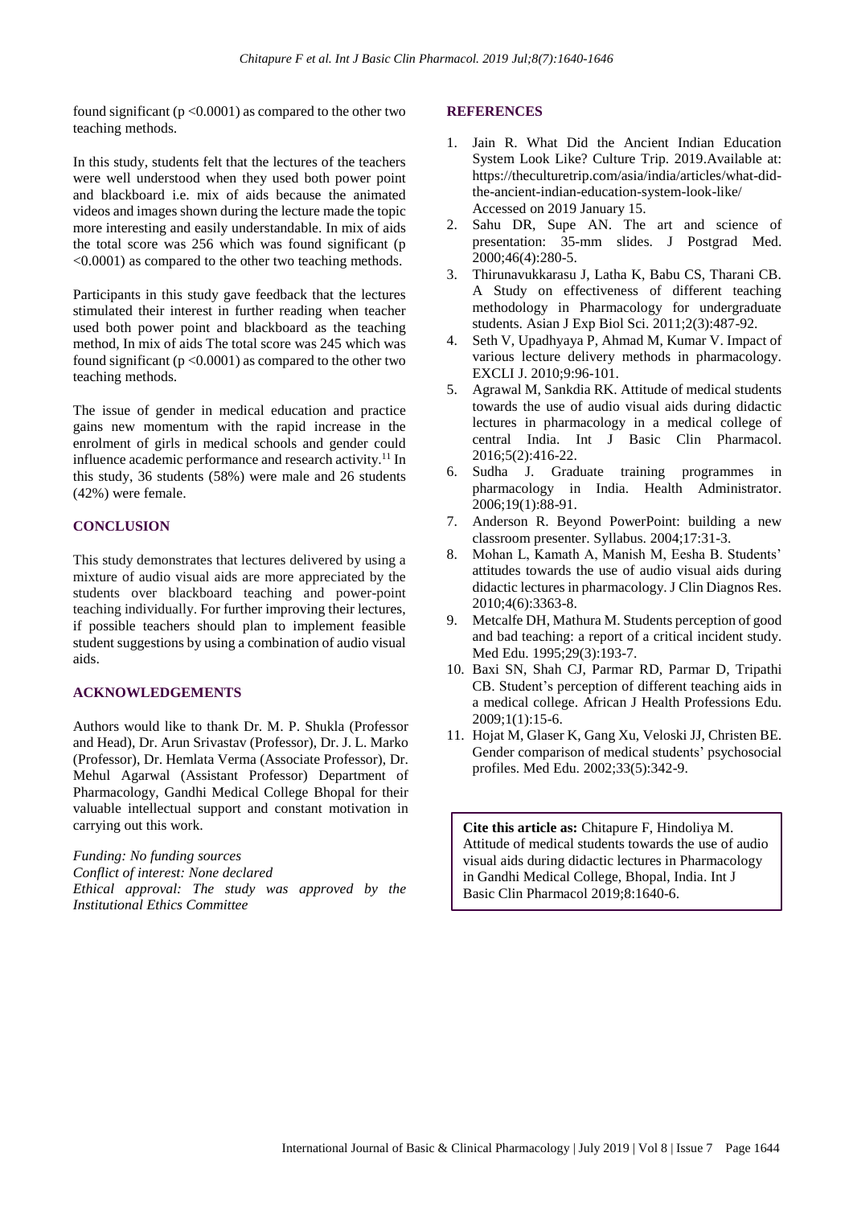found significant (p <0.0001) as compared to the other two teaching methods.

In this study, students felt that the lectures of the teachers were well understood when they used both power point and blackboard i.e. mix of aids because the animated videos and images shown during the lecture made the topic more interesting and easily understandable. In mix of aids the total score was 256 which was found significant (p <0.0001) as compared to the other two teaching methods.

Participants in this study gave feedback that the lectures stimulated their interest in further reading when teacher used both power point and blackboard as the teaching method, In mix of aids The total score was 245 which was found significant (p <0.0001) as compared to the other two teaching methods.

The issue of gender in medical education and practice gains new momentum with the rapid increase in the enrolment of girls in medical schools and gender could influence academic performance and research activity.[11] In this study, 36 students (58%) were male and 26 students (42%) were female.

## CONCLUSION

This study demonstrates that lectures delivered by using a mixture of audio visual aids are more appreciated by the students over blackboard teaching and power-point teaching individually. For further improving their lectures, if possible teachers should plan to implement feasible student suggestions by using a combination of audio visual aids.

## ACKNOWLEDGEMENTS

Authors would like to thank Dr. M. P. Shukla (Professor and Head), Dr. Arun Srivastav (Professor), Dr. J. L. Marko (Professor), Dr. Hemlata Verma (Associate Professor), Dr. Mehul Agarwal (Assistant Professor) Department of Pharmacology, Gandhi Medical College Bhopal for their valuable intellectual support and constant motivation in carrying out this work.

*Funding: No funding sources*
*Conflict of interest: None declared*
*Ethical approval: The study was approved by the Institutional Ethics Committee*

## REFERENCES

1. Jain R. What Did the Ancient Indian Education System Look Like? Culture Trip. 2019.Available at: https://theculturetrip.com/asia/india/articles/what-did-the-ancient-indian-education-system-look-like/ Accessed on 2019 January 15.
2. Sahu DR, Supe AN. The art and science of presentation: 35-mm slides. J Postgrad Med. 2000;46(4):280-5.
3. Thirunavukkarasu J, Latha K, Babu CS, Tharani CB. A Study on effectiveness of different teaching methodology in Pharmacology for undergraduate students. Asian J Exp Biol Sci. 2011;2(3):487-92.
4. Seth V, Upadhyaya P, Ahmad M, Kumar V. Impact of various lecture delivery methods in pharmacology. EXCLI J. 2010;9:96-101.
5. Agrawal M, Sankdia RK. Attitude of medical students towards the use of audio visual aids during didactic lectures in pharmacology in a medical college of central India. Int J Basic Clin Pharmacol. 2016;5(2):416-22.
6. Sudha J. Graduate training programmes in pharmacology in India. Health Administrator. 2006;19(1):88-91.
7. Anderson R. Beyond PowerPoint: building a new classroom presenter. Syllabus. 2004;17:31-3.
8. Mohan L, Kamath A, Manish M, Eesha B. Students' attitudes towards the use of audio visual aids during didactic lectures in pharmacology. J Clin Diagnos Res. 2010;4(6):3363-8.
9. Metcalfe DH, Mathura M. Students perception of good and bad teaching: a report of a critical incident study. Med Edu. 1995;29(3):193-7.
10. Baxi SN, Shah CJ, Parmar RD, Parmar D, Tripathi CB. Student's perception of different teaching aids in a medical college. African J Health Professions Edu. 2009;1(1):15-6.
11. Hojat M, Glaser K, Gang Xu, Veloski JJ, Christen BE. Gender comparison of medical students' psychosocial profiles. Med Edu. 2002;33(5):342-9.

**Cite this article as:** Chitapure F, Hindoliya M. Attitude of medical students towards the use of audio visual aids during didactic lectures in Pharmacology in Gandhi Medical College, Bhopal, India. Int J Basic Clin Pharmacol 2019;8:1640-6.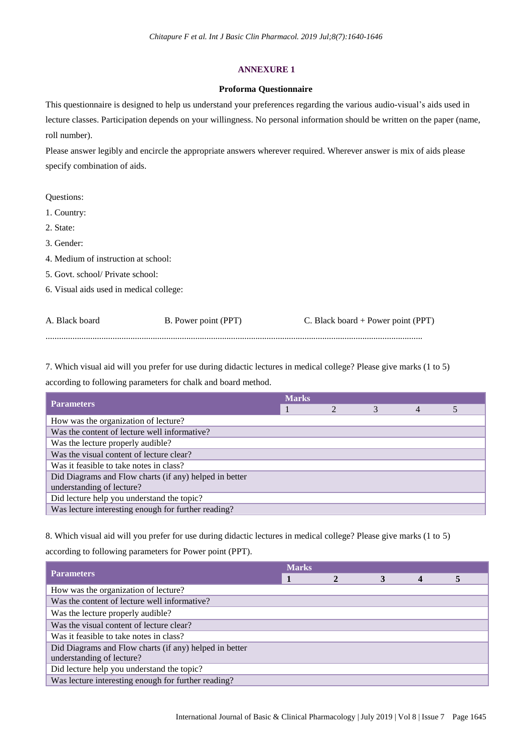## ANNEXURE 1

### Proforma Questionnaire

This questionnaire is designed to help us understand your preferences regarding the various audio-visual's aids used in lecture classes. Participation depends on your willingness. No personal information should be written on the paper (name, roll number).

Please answer legibly and encircle the appropriate answers wherever required. Wherever answer is mix of aids please specify combination of aids.

Questions:

1. Country:
2. State:
3. Gender:
4. Medium of instruction at school:
5. Govt. school/ Private school:
6. Visual aids used in medical college:

A. Black board B. Power point (PPT) C. Black board + Power point (PPT)

..........................................................................................................................................................

7. Which visual aid will you prefer for use during didactic lectures in medical college? Please give marks (1 to 5) according to following parameters for chalk and board method.

| Parameters | Marks | | | | |
|---|---|---|---|---|---|
| | 1 | 2 | 3 | 4 | 5 |
| How was the organization of lecture? | | | | | |
| Was the content of lecture well informative? | | | | | |
| Was the lecture properly audible? | | | | | |
| Was the visual content of lecture clear? | | | | | |
| Was it feasible to take notes in class? | | | | | |
| Did Diagrams and Flow charts (if any) helped in better understanding of lecture? | | | | | |
| Did lecture help you understand the topic? | | | | | |
| Was lecture interesting enough for further reading? | | | | | |

8. Which visual aid will you prefer for use during didactic lectures in medical college? Please give marks (1 to 5) according to following parameters for Power point (PPT).

| Parameters | Marks | | | | |
|---|---|---|---|---|---|
| | **1** | **2** | **3** | **4** | **5** |
| How was the organization of lecture? | | | | | |
| Was the content of lecture well informative? | | | | | |
| Was the lecture properly audible? | | | | | |
| Was the visual content of lecture clear? | | | | | |
| Was it feasible to take notes in class? | | | | | |
| Did Diagrams and Flow charts (if any) helped in better understanding of lecture? | | | | | |
| Did lecture help you understand the topic? | | | | | |
| Was lecture interesting enough for further reading? | | | | | |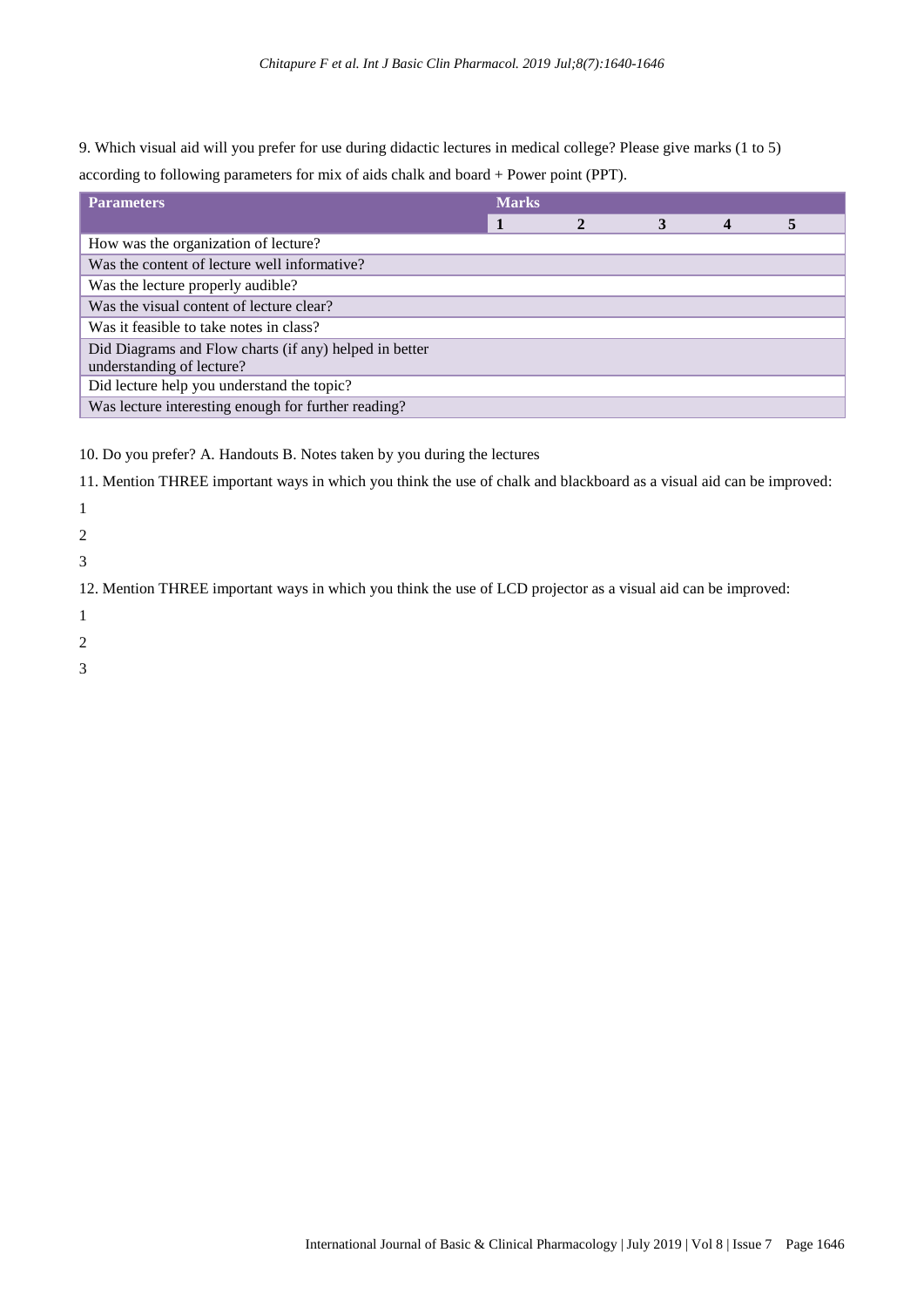9. Which visual aid will you prefer for use during didactic lectures in medical college? Please give marks (1 to 5) according to following parameters for mix of aids chalk and board + Power point (PPT).

| Parameters | Marks | | | | |
|---|---|---|---|---|---|
| | 1 | 2 | 3 | 4 | 5 |
| How was the organization of lecture? | | | | | |
| Was the content of lecture well informative? | | | | | |
| Was the lecture properly audible? | | | | | |
| Was the visual content of lecture clear? | | | | | |
| Was it feasible to take notes in class? | | | | | |
| Did Diagrams and Flow charts (if any) helped in better understanding of lecture? | | | | | |
| Did lecture help you understand the topic? | | | | | |
| Was lecture interesting enough for further reading? | | | | | |

10. Do you prefer? A. Handouts B. Notes taken by you during the lectures

11. Mention THREE important ways in which you think the use of chalk and blackboard as a visual aid can be improved:

1

2

3

12. Mention THREE important ways in which you think the use of LCD projector as a visual aid can be improved:

1

2

3